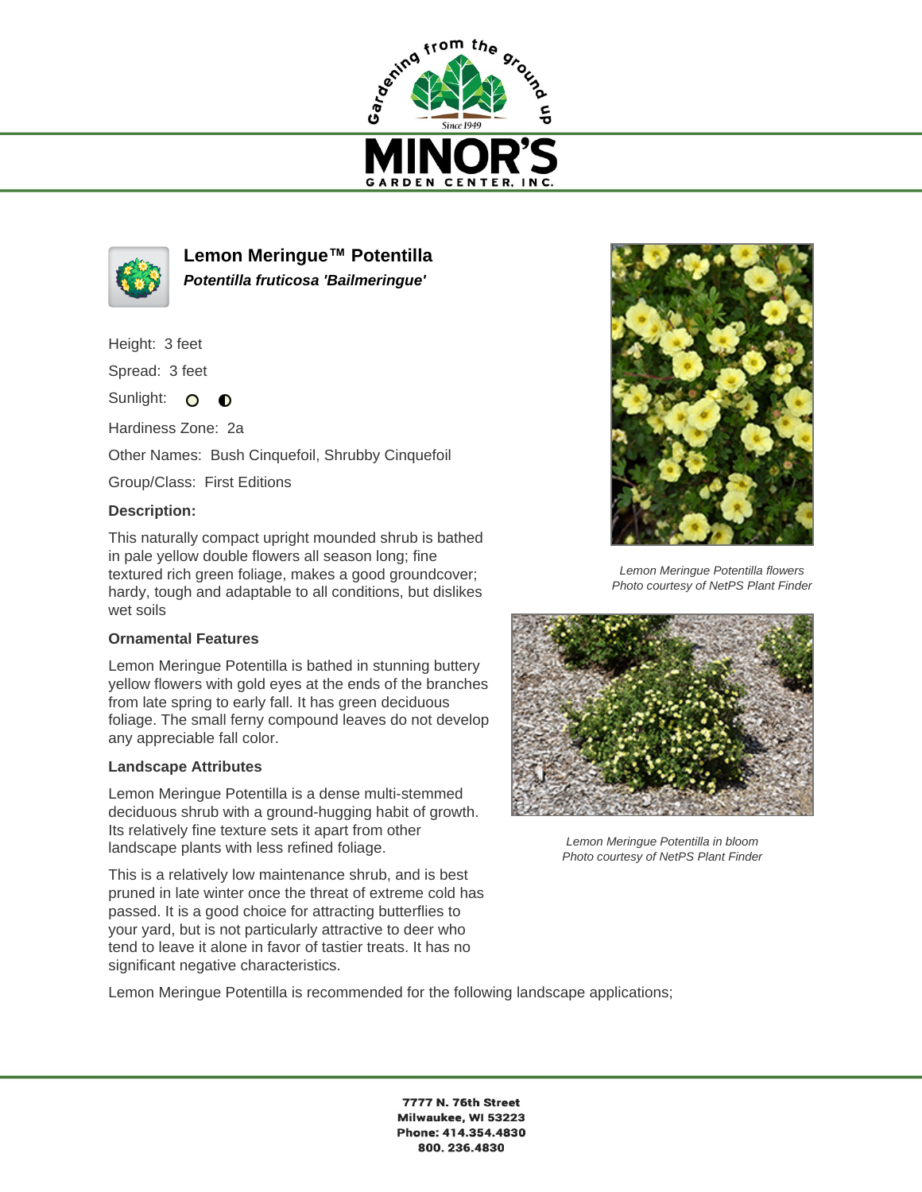# Lemon Meringue™ Potentilla

***Potentilla fruticosa 'Bailmeringue'***

Height: 3 feet

Spread: 3 feet

Sunlight:

Hardiness Zone: 2a

Other Names: Bush Cinquefoil, Shrubby Cinquefoil

Group/Class: First Editions

**Description:**

This naturally compact upright mounded shrub is bathed in pale yellow double flowers all season long; fine textured rich green foliage, makes a good groundcover; hardy, tough and adaptable to all conditions, but dislikes wet soils

**Ornamental Features**

Lemon Meringue Potentilla is bathed in stunning buttery yellow flowers with gold eyes at the ends of the branches from late spring to early fall. It has green deciduous foliage. The small ferny compound leaves do not develop any appreciable fall color.

**Landscape Attributes**

Lemon Meringue Potentilla is a dense multi-stemmed deciduous shrub with a ground-hugging habit of growth. Its relatively fine texture sets it apart from other landscape plants with less refined foliage.

This is a relatively low maintenance shrub, and is best pruned in late winter once the threat of extreme cold has passed. It is a good choice for attracting butterflies to your yard, but is not particularly attractive to deer who tend to leave it alone in favor of tastier treats. It has no significant negative characteristics.

Lemon Meringue Potentilla is recommended for the following landscape applications;

*Lemon Meringue Potentilla flowers*
*Photo courtesy of NetPS Plant Finder*

*Lemon Meringue Potentilla in bloom*
*Photo courtesy of NetPS Plant Finder*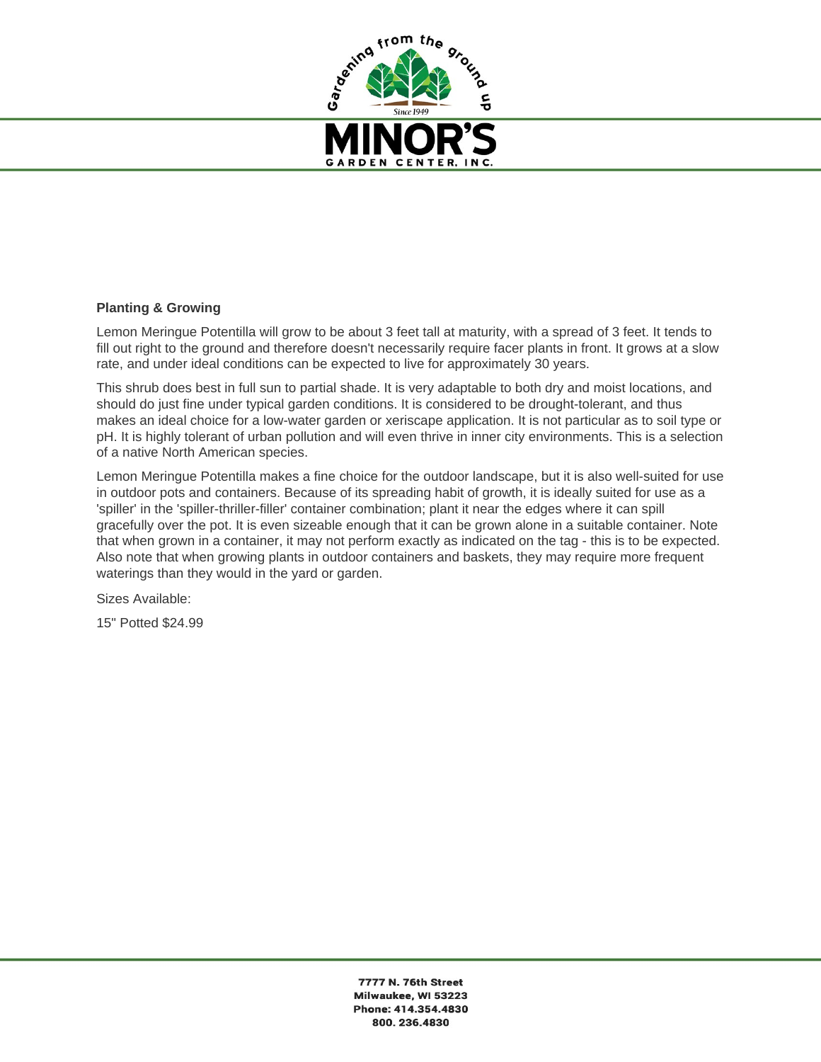**Planting & Growing**

Lemon Meringue Potentilla will grow to be about 3 feet tall at maturity, with a spread of 3 feet. It tends to fill out right to the ground and therefore doesn't necessarily require facer plants in front. It grows at a slow rate, and under ideal conditions can be expected to live for approximately 30 years.

This shrub does best in full sun to partial shade. It is very adaptable to both dry and moist locations, and should do just fine under typical garden conditions. It is considered to be drought-tolerant, and thus makes an ideal choice for a low-water garden or xeriscape application. It is not particular as to soil type or pH. It is highly tolerant of urban pollution and will even thrive in inner city environments. This is a selection of a native North American species.

Lemon Meringue Potentilla makes a fine choice for the outdoor landscape, but it is also well-suited for use in outdoor pots and containers. Because of its spreading habit of growth, it is ideally suited for use as a 'spiller' in the 'spiller-thriller-filler' container combination; plant it near the edges where it can spill gracefully over the pot. It is even sizeable enough that it can be grown alone in a suitable container. Note that when grown in a container, it may not perform exactly as indicated on the tag - this is to be expected. Also note that when growing plants in outdoor containers and baskets, they may require more frequent waterings than they would in the yard or garden.

Sizes Available:

15" Potted $24.99